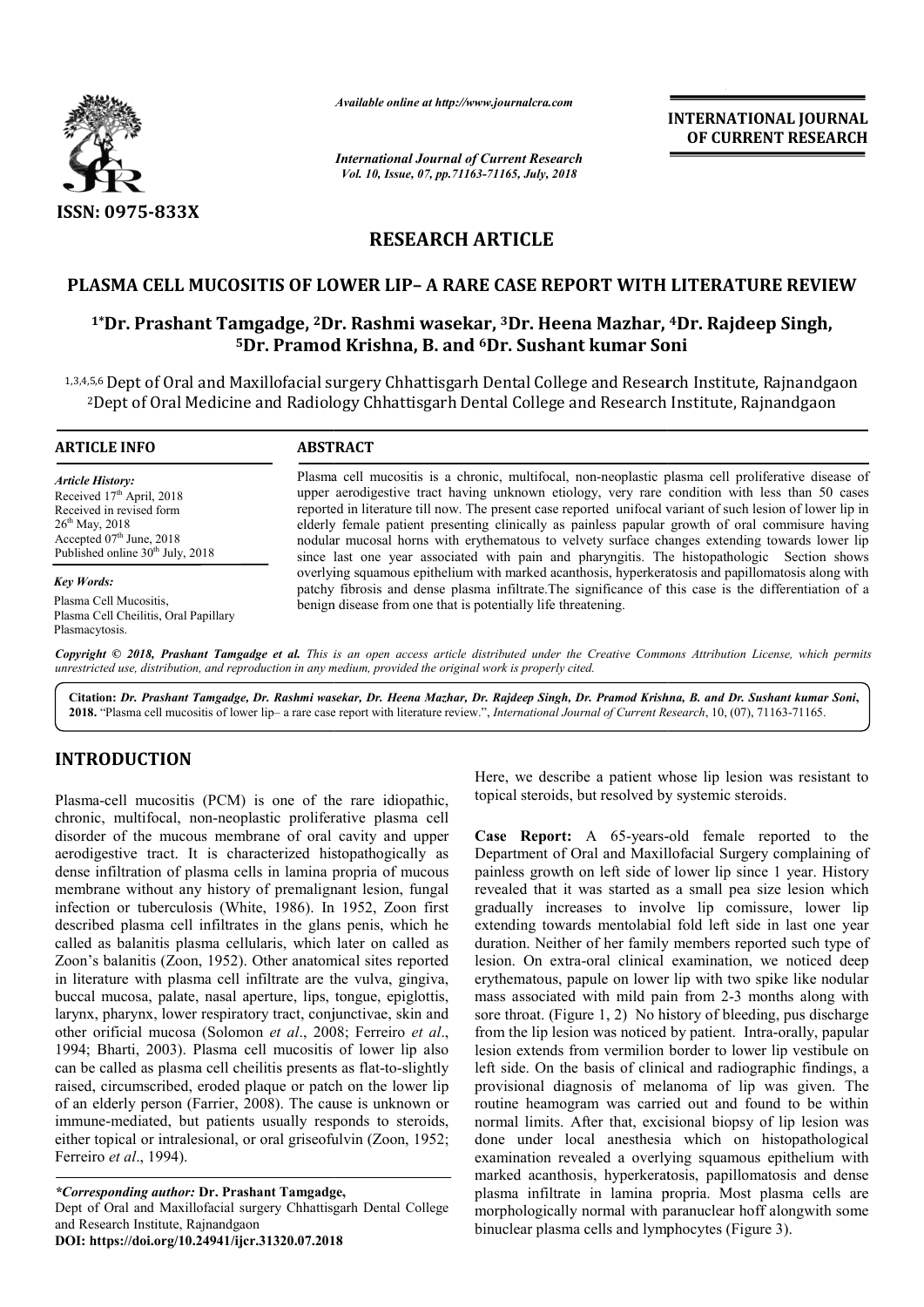*Available online at http://www.journalcra.com*

*International Journal of Current Research*
*Vol. 10, Issue, 07, pp.71163-71165, July, 2018*

**INTERNATIONAL JOURNAL OF CURRENT RESEARCH**

ISSN: 0975-833X

## RESEARCH ARTICLE

# PLASMA CELL MUCOSITIS OF LOWER LIP– A RARE CASE REPORT WITH LITERATURE REVIEW

**[1*]Dr. Prashant Tamgadge, [2]Dr. Rashmi wasekar, [3]Dr. Heena Mazhar, [4]Dr. Rajdeep Singh, [5]Dr. Pramod Krishna, B. and [6]Dr. Sushant kumar Soni**

[1,3,4,5,6] Dept of Oral and Maxillofacial surgery Chhattisgarh Dental College and Research Institute, Rajnandgaon
[2]Dept of Oral Medicine and Radiology Chhattisgarh Dental College and Research Institute, Rajnandgaon

**ARTICLE INFO**

*Article History:*
Received 17[th] April, 2018
Received in revised form 26[th] May, 2018
Accepted 07[th] June, 2018
Published online 30[th] July, 2018

*Key Words:*
Plasma Cell Mucositis,
Plasma Cell Cheilitis, Oral Papillary Plasmacytosis.

**ABSTRACT**

Plasma cell mucositis is a chronic, multifocal, non-neoplastic plasma cell proliferative disease of upper aerodigestive tract having unknown etiology, very rare condition with less than 50 cases reported in literature till now. The present case reported unifocal variant of such lesion of lower lip in elderly female patient presenting clinically as painless papular growth of oral commisure having nodular mucosal horns with erythematous to velvety surface changes extending towards lower lip since last one year associated with pain and pharyngitis. The histopathologic Section shows overlying squamous epithelium with marked acanthosis, hyperkeratosis and papillomatosis along with patchy fibrosis and dense plasma infiltrate.The significance of this case is the differentiation of a benign disease from one that is potentially life threatening.

*Copyright © 2018, Prashant Tamgadge et al. This is an open access article distributed under the Creative Commons Attribution License, which permits unrestricted use, distribution, and reproduction in any medium, provided the original work is properly cited.*

**Citation:** *Dr. Prashant Tamgadge, Dr. Rashmi wasekar, Dr. Heena Mazhar, Dr. Rajdeep Singh, Dr. Pramod Krishna, B. and Dr. Sushant kumar Soni*, **2018.** "Plasma cell mucositis of lower lip– a rare case report with literature review.", *International Journal of Current Research*, 10, (07), 71163-71165.

## INTRODUCTION

Plasma-cell mucositis (PCM) is one of the rare idiopathic, chronic, multifocal, non-neoplastic proliferative plasma cell disorder of the mucous membrane of oral cavity and upper aerodigestive tract. It is characterized histopathogically as dense infiltration of plasma cells in lamina propria of mucous membrane without any history of premalignant lesion, fungal infection or tuberculosis (White, 1986). In 1952, Zoon first described plasma cell infiltrates in the glans penis, which he called as balanitis plasma cellularis, which later on called as Zoon's balanitis (Zoon, 1952). Other anatomical sites reported in literature with plasma cell infiltrate are the vulva, gingiva, buccal mucosa, palate, nasal aperture, lips, tongue, epiglottis, larynx, pharynx, lower respiratory tract, conjunctivae, skin and other orificial mucosa (Solomon *et al*., 2008; Ferreiro *et al*., 1994; Bharti, 2003). Plasma cell mucositis of lower lip also can be called as plasma cell cheilitis presents as flat-to-slightly raised, circumscribed, eroded plaque or patch on the lower lip of an elderly person (Farrier, 2008). The cause is unknown or immune-mediated, but patients usually responds to steroids, either topical or intralesional, or oral griseofulvin (Zoon, 1952; Ferreiro *et al*., 1994).

Here, we describe a patient whose lip lesion was resistant to topical steroids, but resolved by systemic steroids.

**Case Report:** A 65-years-old female reported to the Department of Oral and Maxillofacial Surgery complaining of painless growth on left side of lower lip since 1 year. History revealed that it was started as a small pea size lesion which gradually increases to involve lip comissure, lower lip extending towards mentolabial fold left side in last one year duration. Neither of her family members reported such type of lesion. On extra-oral clinical examination, we noticed deep erythematous, papule on lower lip with two spike like nodular mass associated with mild pain from 2-3 months along with sore throat. (Figure 1, 2) No history of bleeding, pus discharge from the lip lesion was noticed by patient. Intra-orally, papular lesion extends from vermilion border to lower lip vestibule on left side. On the basis of clinical and radiographic findings, a provisional diagnosis of melanoma of lip was given. The routine heamogram was carried out and found to be within normal limits. After that, excisional biopsy of lip lesion was done under local anesthesia which on histopathological examination revealed a overlying squamous epithelium with marked acanthosis, hyperkeratosis, papillomatosis and dense plasma infiltrate in lamina propria. Most plasma cells are morphologically normal with paranuclear hoff alongwith some binuclear plasma cells and lymphocytes (Figure 3).

---

*\*Corresponding author:* **Dr. Prashant Tamgadge,**
Dept of Oral and Maxillofacial surgery Chhattisgarh Dental College and Research Institute, Rajnandgaon
**DOI: https://doi.org/10.24941/ijcr.31320.07.2018**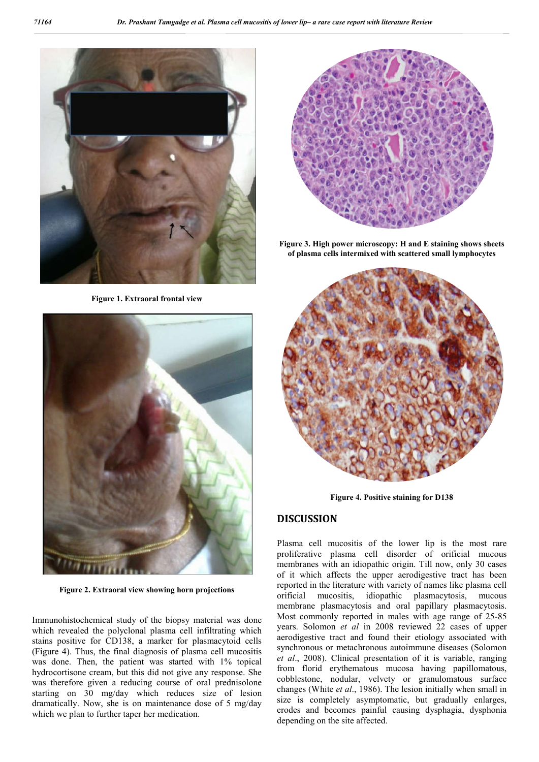Figure 1. Extraoral frontal view

Figure 2. Extraoral view showing horn projections

Figure 3. High power microscopy: H and E staining shows sheets of plasma cells intermixed with scattered small lymphocytes

Figure 4. Positive staining for D138

Immunohistochemical study of the biopsy material was done which revealed the polyclonal plasma cell infiltrating which stains positive for CD138, a marker for plasmacytoid cells (Figure 4). Thus, the final diagnosis of plasma cell mucositis was done. Then, the patient was started with 1% topical hydrocortisone cream, but this did not give any response. She was therefore given a reducing course of oral prednisolone starting on 30 mg/day which reduces size of lesion dramatically. Now, she is on maintenance dose of 5 mg/day which we plan to further taper her medication.

## DISCUSSION

Plasma cell mucositis of the lower lip is the most rare proliferative plasma cell disorder of orificial mucous membranes with an idiopathic origin. Till now, only 30 cases of it which affects the upper aerodigestive tract has been reported in the literature with variety of names like plasma cell orificial mucositis, idiopathic plasmacytosis, mucous membrane plasmacytosis and oral papillary plasmacytosis. Most commonly reported in males with age range of 25-85 years. Solomon *et al* in 2008 reviewed 22 cases of upper aerodigestive tract and found their etiology associated with synchronous or metachronous autoimmune diseases (Solomon *et al*., 2008). Clinical presentation of it is variable, ranging from florid erythematous mucosa having papillomatous, cobblestone, nodular, velvety or granulomatous surface changes (White *et al*., 1986). The lesion initially when small in size is completely asymptomatic, but gradually enlarges, erodes and becomes painful causing dysphagia, dysphonia depending on the site affected.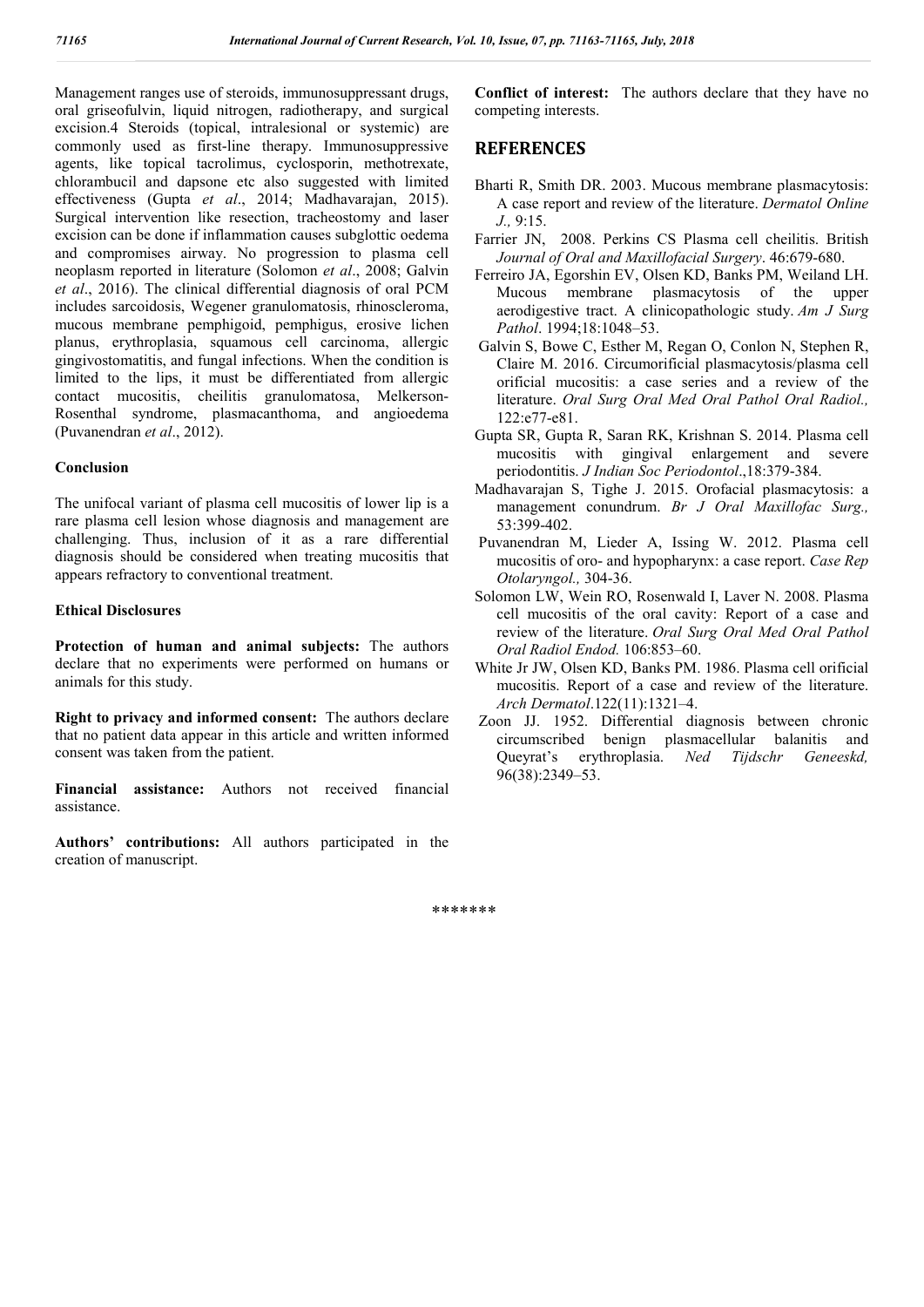Management ranges use of steroids, immunosuppressant drugs, oral griseofulvin, liquid nitrogen, radiotherapy, and surgical excision.4 Steroids (topical, intralesional or systemic) are commonly used as first-line therapy. Immunosuppressive agents, like topical tacrolimus, cyclosporin, methotrexate, chlorambucil and dapsone etc also suggested with limited effectiveness (Gupta *et al*., 2014; Madhavarajan, 2015). Surgical intervention like resection, tracheostomy and laser excision can be done if inflammation causes subglottic oedema and compromises airway. No progression to plasma cell neoplasm reported in literature (Solomon *et al*., 2008; Galvin *et al*., 2016). The clinical differential diagnosis of oral PCM includes sarcoidosis, Wegener granulomatosis, rhinoscleroma, mucous membrane pemphigoid, pemphigus, erosive lichen planus, erythroplasia, squamous cell carcinoma, allergic gingivostomatitis, and fungal infections. When the condition is limited to the lips, it must be differentiated from allergic contact mucositis, cheilitis granulomatosa, Melkerson-Rosenthal syndrome, plasmacanthoma, and angioedema (Puvanendran *et al*., 2012).

### Conclusion

The unifocal variant of plasma cell mucositis of lower lip is a rare plasma cell lesion whose diagnosis and management are challenging. Thus, inclusion of it as a rare differential diagnosis should be considered when treating mucositis that appears refractory to conventional treatment.

### Ethical Disclosures

**Protection of human and animal subjects:** The authors declare that no experiments were performed on humans or animals for this study.

**Right to privacy and informed consent:** The authors declare that no patient data appear in this article and written informed consent was taken from the patient.

**Financial assistance:** Authors not received financial assistance.

**Authors' contributions:** All authors participated in the creation of manuscript.

**Conflict of interest:** The authors declare that they have no competing interests.

## REFERENCES

Bharti R, Smith DR. 2003. Mucous membrane plasmacytosis: A case report and review of the literature. *Dermatol Online J.,* 9:15.

Farrier JN, 2008. Perkins CS Plasma cell cheilitis. British *Journal of Oral and Maxillofacial Surgery*. 46:679-680.

Ferreiro JA, Egorshin EV, Olsen KD, Banks PM, Weiland LH. Mucous membrane plasmacytosis of the upper aerodigestive tract. A clinicopathologic study. *Am J Surg Pathol*. 1994;18:1048–53.

Galvin S, Bowe C, Esther M, Regan O, Conlon N, Stephen R, Claire M. 2016. Circumorificial plasmacytosis/plasma cell orificial mucositis: a case series and a review of the literature. *Oral Surg Oral Med Oral Pathol Oral Radiol.,* 122:e77-e81.

Gupta SR, Gupta R, Saran RK, Krishnan S. 2014. Plasma cell mucositis with gingival enlargement and severe periodontitis. *J Indian Soc Periodontol*.,18:379-384.

Madhavarajan S, Tighe J. 2015. Orofacial plasmacytosis: a management conundrum. *Br J Oral Maxillofac Surg.,* 53:399-402.

Puvanendran M, Lieder A, Issing W. 2012. Plasma cell mucositis of oro- and hypopharynx: a case report. *Case Rep Otolaryngol.,* 304-36.

Solomon LW, Wein RO, Rosenwald I, Laver N. 2008. Plasma cell mucositis of the oral cavity: Report of a case and review of the literature. *Oral Surg Oral Med Oral Pathol Oral Radiol Endod.* 106:853–60.

White Jr JW, Olsen KD, Banks PM. 1986. Plasma cell orificial mucositis. Report of a case and review of the literature. *Arch Dermatol*.122(11):1321–4.

Zoon JJ. 1952. Differential diagnosis between chronic circumscribed benign plasmacellular balanitis and Queyrat's erythroplasia. *Ned Tijdschr Geneeskd,* 96(38):2349–53.

\*\*\*\*\*\*\*